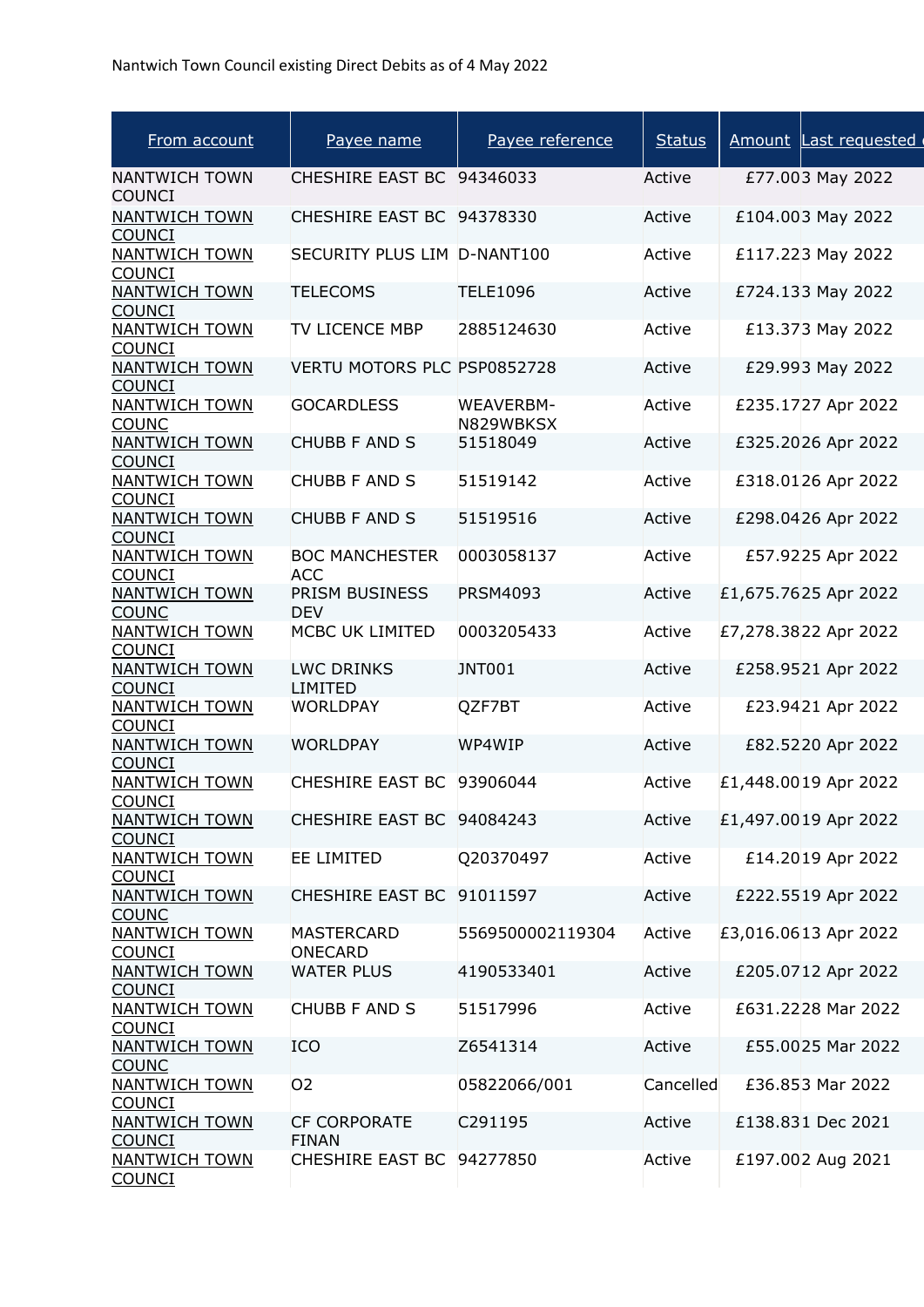Nantwich Town Council existing Direct Debits as of 4 May 2022

| From account | Payee name | Payee reference | Status | Amount | Last requested |
|---|---|---|---|---|---|
| NANTWICH TOWN COUNCI | CHESHIRE EAST BC | 94346033 | Active | £77.00 | 3 May 2022 |
| NANTWICH TOWN COUNCI | CHESHIRE EAST BC | 94378330 | Active | £104.00 | 3 May 2022 |
| NANTWICH TOWN COUNCI | SECURITY PLUS LIM | D-NANT100 | Active | £117.22 | 3 May 2022 |
| NANTWICH TOWN COUNCI | TELECOMS | TELE1096 | Active | £724.13 | 3 May 2022 |
| NANTWICH TOWN COUNCI | TV LICENCE MBP | 2885124630 | Active | £13.37 | 3 May 2022 |
| NANTWICH TOWN COUNCI | VERTU MOTORS PLC | PSP0852728 | Active | £29.99 | 3 May 2022 |
| NANTWICH TOWN COUNC | GOCARDLESS | WEAVERBM-N829WBKSX | Active | £235.17 | 27 Apr 2022 |
| NANTWICH TOWN COUNCI | CHUBB F AND S | 51518049 | Active | £325.20 | 26 Apr 2022 |
| NANTWICH TOWN COUNCI | CHUBB F AND S | 51519142 | Active | £318.01 | 26 Apr 2022 |
| NANTWICH TOWN COUNCI | CHUBB F AND S | 51519516 | Active | £298.04 | 26 Apr 2022 |
| NANTWICH TOWN COUNCI | BOC MANCHESTER ACC | 0003058137 | Active | £57.92 | 25 Apr 2022 |
| NANTWICH TOWN COUNC | PRISM BUSINESS DEV | PRSM4093 | Active | £1,675.76 | 25 Apr 2022 |
| NANTWICH TOWN COUNCI | MCBC UK LIMITED | 0003205433 | Active | £7,278.38 | 22 Apr 2022 |
| NANTWICH TOWN COUNCI | LWC DRINKS LIMITED | JNT001 | Active | £258.95 | 21 Apr 2022 |
| NANTWICH TOWN COUNCI | WORLDPAY | QZF7BT | Active | £23.94 | 21 Apr 2022 |
| NANTWICH TOWN COUNCI | WORLDPAY | WP4WIP | Active | £82.52 | 20 Apr 2022 |
| NANTWICH TOWN COUNCI | CHESHIRE EAST BC | 93906044 | Active | £1,448.00 | 19 Apr 2022 |
| NANTWICH TOWN COUNCI | CHESHIRE EAST BC | 94084243 | Active | £1,497.00 | 19 Apr 2022 |
| NANTWICH TOWN COUNCI | EE LIMITED | Q20370497 | Active | £14.20 | 19 Apr 2022 |
| NANTWICH TOWN COUNC | CHESHIRE EAST BC | 91011597 | Active | £222.55 | 19 Apr 2022 |
| NANTWICH TOWN COUNCI | MASTERCARD ONECARD | 5569500002119304 | Active | £3,016.06 | 13 Apr 2022 |
| NANTWICH TOWN COUNCI | WATER PLUS | 4190533401 | Active | £205.07 | 12 Apr 2022 |
| NANTWICH TOWN COUNCI | CHUBB F AND S | 51517996 | Active | £631.22 | 28 Mar 2022 |
| NANTWICH TOWN COUNC | ICO | Z6541314 | Active | £55.00 | 25 Mar 2022 |
| NANTWICH TOWN COUNCI | O2 | 05822066/001 | Cancelled | £36.85 | 3 Mar 2022 |
| NANTWICH TOWN COUNCI | CF CORPORATE FINAN | C291195 | Active | £138.83 | 1 Dec 2021 |
| NANTWICH TOWN COUNCI | CHESHIRE EAST BC | 94277850 | Active | £197.00 | 2 Aug 2021 |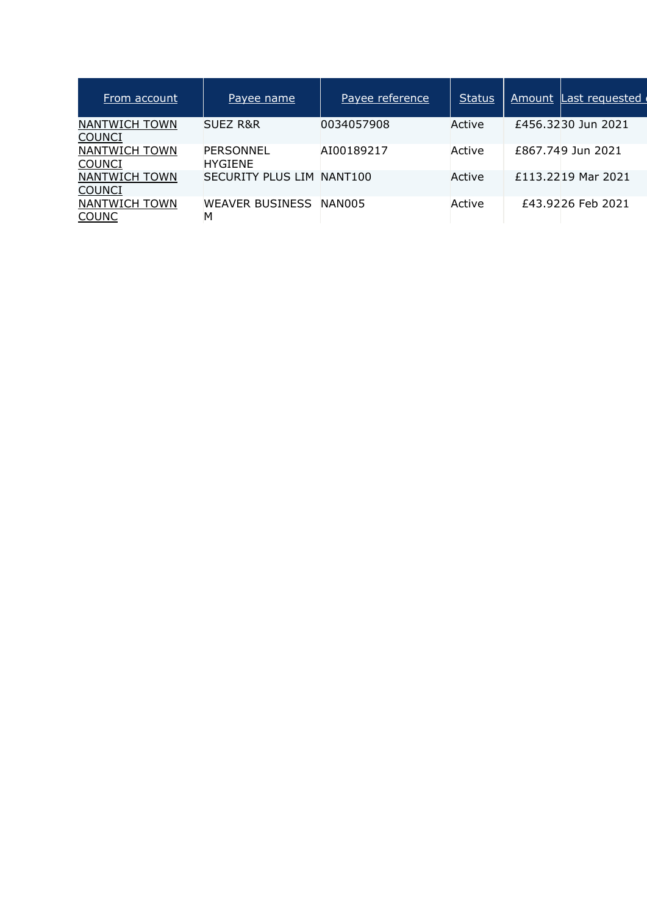| From account | Payee name | Payee reference | Status | Amount | Last requested |
|---|---|---|---|---|---|
| NANTWICH TOWN COUNCI | SUEZ R&R | 0034057908 | Active | £456.32 | 30 Jun 2021 |
| NANTWICH TOWN COUNCI | PERSONNEL HYGIENE | AI00189217 | Active | £867.74 | 9 Jun 2021 |
| NANTWICH TOWN COUNCI | SECURITY PLUS LIM | NANT100 | Active | £113.22 | 19 Mar 2021 |
| NANTWICH TOWN COUNC | WEAVER BUSINESS M | NAN005 | Active | £43.92 | 26 Feb 2021 |